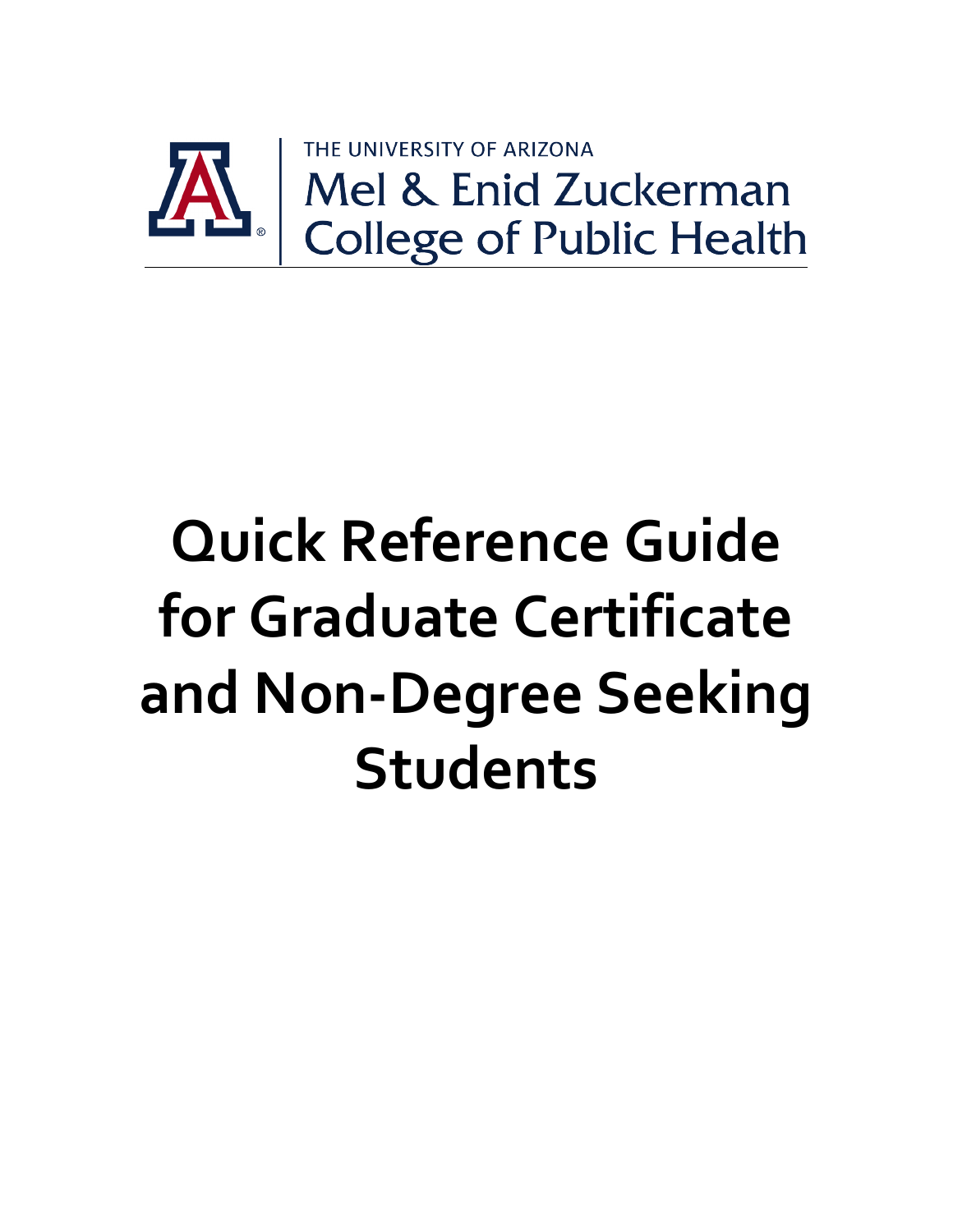THE UNIVERSITY OF ARIZONA
Mel & Enid Zuckerman
College of Public Health

# Quick Reference Guide for Graduate Certificate and Non-Degree Seeking Students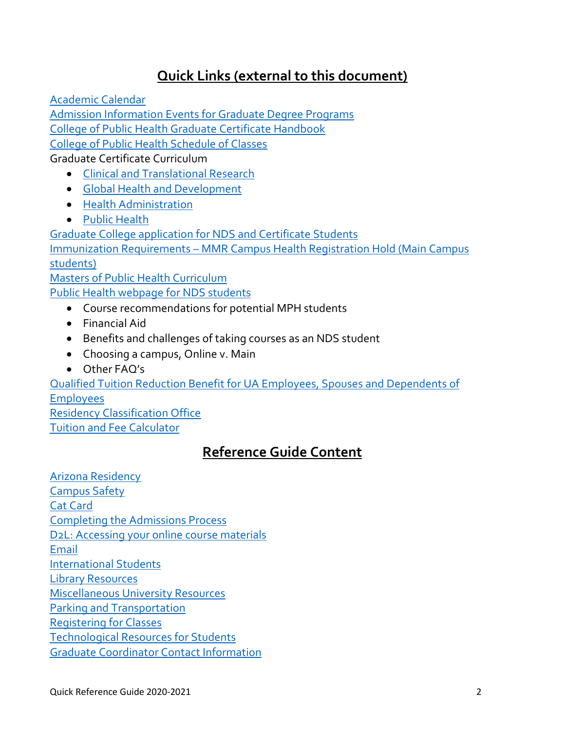## Quick Links (external to this document)

Academic Calendar
Admission Information Events for Graduate Degree Programs
College of Public Health Graduate Certificate Handbook
College of Public Health Schedule of Classes
Graduate Certificate Curriculum

- Clinical and Translational Research
- Global Health and Development
- Health Administration
- Public Health

Graduate College application for NDS and Certificate Students
Immunization Requirements – MMR Campus Health Registration Hold (Main Campus students)
Masters of Public Health Curriculum
Public Health webpage for NDS students

- Course recommendations for potential MPH students
- Financial Aid
- Benefits and challenges of taking courses as an NDS student
- Choosing a campus, Online v. Main
- Other FAQ's

Qualified Tuition Reduction Benefit for UA Employees, Spouses and Dependents of Employees
Residency Classification Office
Tuition and Fee Calculator

## Reference Guide Content

Arizona Residency
Campus Safety
Cat Card
Completing the Admissions Process
D2L: Accessing your online course materials
Email
International Students
Library Resources
Miscellaneous University Resources
Parking and Transportation
Registering for Classes
Technological Resources for Students
Graduate Coordinator Contact Information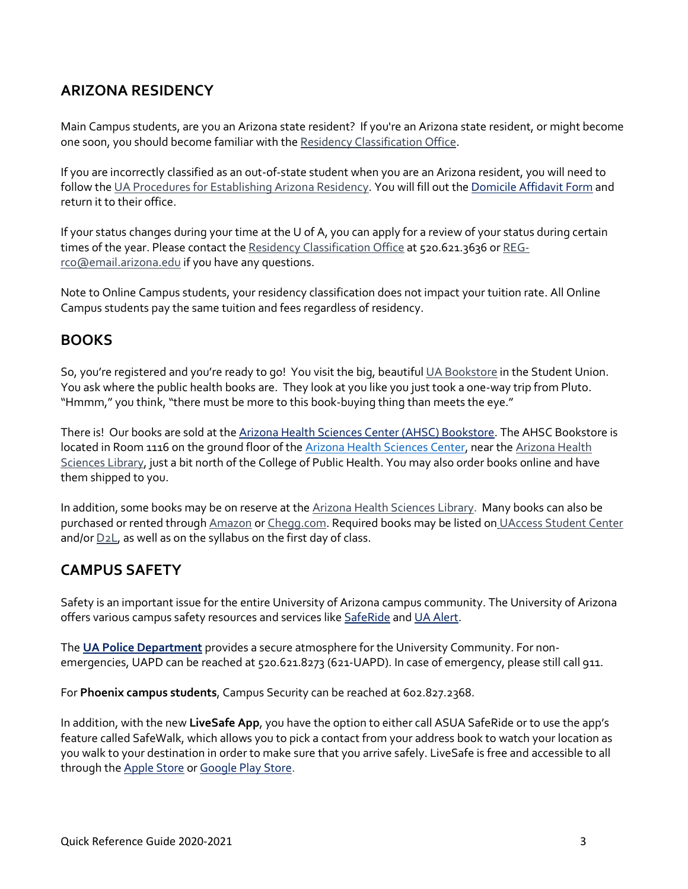## ARIZONA RESIDENCY

Main Campus students, are you an Arizona state resident? If you're an Arizona state resident, or might become one soon, you should become familiar with the Residency Classification Office.

If you are incorrectly classified as an out-of-state student when you are an Arizona resident, you will need to follow the UA Procedures for Establishing Arizona Residency. You will fill out the Domicile Affidavit Form and return it to their office.

If your status changes during your time at the U of A, you can apply for a review of your status during certain times of the year. Please contact the Residency Classification Office at 520.621.3636 or REG-rco@email.arizona.edu if you have any questions.

Note to Online Campus students, your residency classification does not impact your tuition rate. All Online Campus students pay the same tuition and fees regardless of residency.

## BOOKS

So, you're registered and you're ready to go! You visit the big, beautiful UA Bookstore in the Student Union. You ask where the public health books are. They look at you like you just took a one-way trip from Pluto. "Hmmm," you think, "there must be more to this book-buying thing than meets the eye."

There is! Our books are sold at the Arizona Health Sciences Center (AHSC) Bookstore. The AHSC Bookstore is located in Room 1116 on the ground floor of the Arizona Health Sciences Center, near the Arizona Health Sciences Library, just a bit north of the College of Public Health. You may also order books online and have them shipped to you.

In addition, some books may be on reserve at the Arizona Health Sciences Library. Many books can also be purchased or rented through Amazon or Chegg.com. Required books may be listed on UAccess Student Center and/or D2L, as well as on the syllabus on the first day of class.

## CAMPUS SAFETY

Safety is an important issue for the entire University of Arizona campus community. The University of Arizona offers various campus safety resources and services like SafeRide and UA Alert.

The **UA Police Department** provides a secure atmosphere for the University Community. For non-emergencies, UAPD can be reached at 520.621.8273 (621-UAPD). In case of emergency, please still call 911.

For **Phoenix campus students**, Campus Security can be reached at 602.827.2368.

In addition, with the new **LiveSafe App**, you have the option to either call ASUA SafeRide or to use the app's feature called SafeWalk, which allows you to pick a contact from your address book to watch your location as you walk to your destination in order to make sure that you arrive safely. LiveSafe is free and accessible to all through the Apple Store or Google Play Store.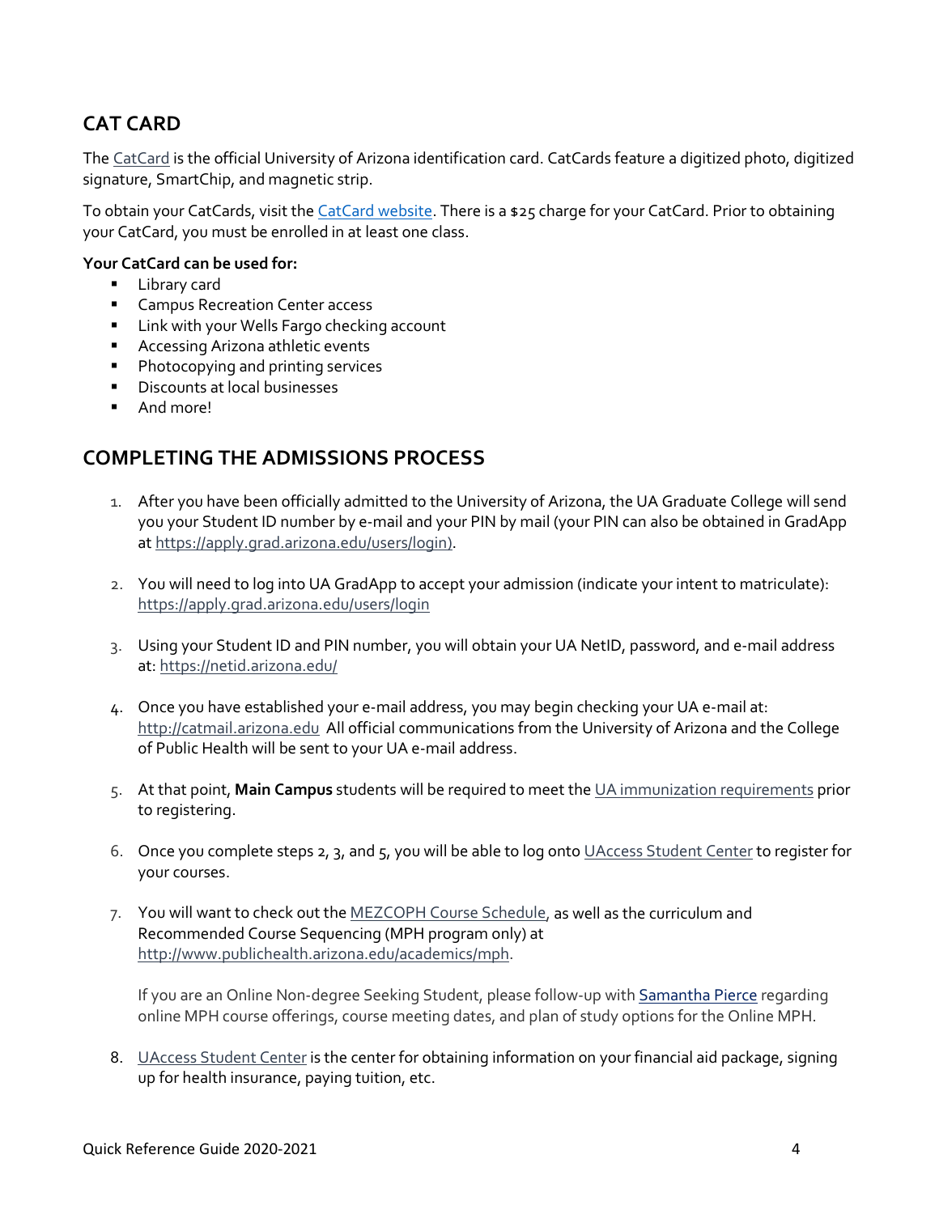## CAT CARD

The CatCard is the official University of Arizona identification card. CatCards feature a digitized photo, digitized signature, SmartChip, and magnetic strip.

To obtain your CatCards, visit the CatCard website. There is a $25 charge for your CatCard. Prior to obtaining your CatCard, you must be enrolled in at least one class.

**Your CatCard can be used for:**

- Library card
- Campus Recreation Center access
- Link with your Wells Fargo checking account
- Accessing Arizona athletic events
- Photocopying and printing services
- Discounts at local businesses
- And more!

## COMPLETING THE ADMISSIONS PROCESS

1. After you have been officially admitted to the University of Arizona, the UA Graduate College will send you your Student ID number by e-mail and your PIN by mail (your PIN can also be obtained in GradApp at https://apply.grad.arizona.edu/users/login).

2. You will need to log into UA GradApp to accept your admission (indicate your intent to matriculate): https://apply.grad.arizona.edu/users/login

3. Using your Student ID and PIN number, you will obtain your UA NetID, password, and e-mail address at: https://netid.arizona.edu/

4. Once you have established your e-mail address, you may begin checking your UA e-mail at: http://catmail.arizona.edu All official communications from the University of Arizona and the College of Public Health will be sent to your UA e-mail address.

5. At that point, **Main Campus** students will be required to meet the UA immunization requirements prior to registering.

6. Once you complete steps 2, 3, and 5, you will be able to log onto UAccess Student Center to register for your courses.

7. You will want to check out the MEZCOPH Course Schedule, as well as the curriculum and Recommended Course Sequencing (MPH program only) at http://www.publichealth.arizona.edu/academics/mph.

   If you are an Online Non-degree Seeking Student, please follow-up with Samantha Pierce regarding online MPH course offerings, course meeting dates, and plan of study options for the Online MPH.

8. UAccess Student Center is the center for obtaining information on your financial aid package, signing up for health insurance, paying tuition, etc.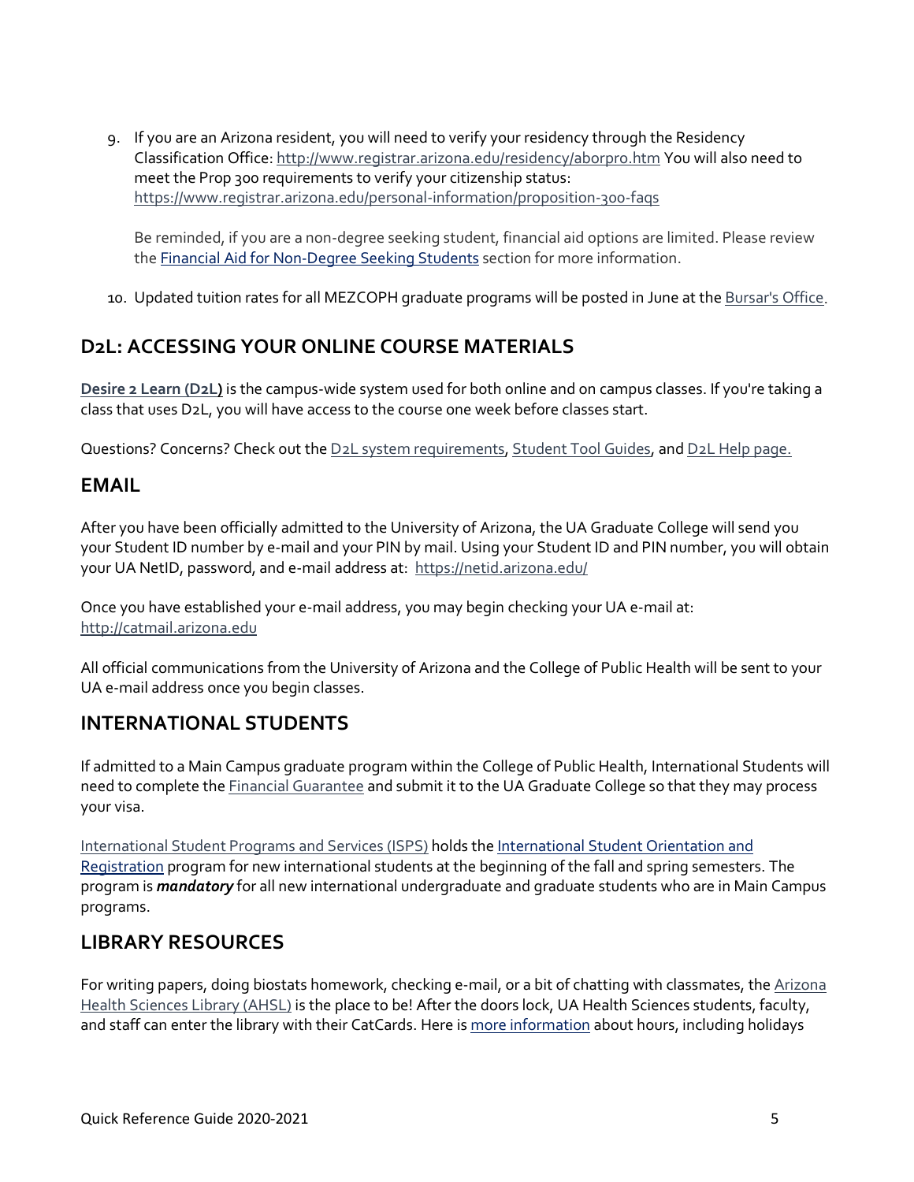9. If you are an Arizona resident, you will need to verify your residency through the Residency Classification Office: http://www.registrar.arizona.edu/residency/aborpro.htm You will also need to meet the Prop 300 requirements to verify your citizenship status: https://www.registrar.arizona.edu/personal-information/proposition-300-faqs

   Be reminded, if you are a non-degree seeking student, financial aid options are limited. Please review the Financial Aid for Non-Degree Seeking Students section for more information.

10. Updated tuition rates for all MEZCOPH graduate programs will be posted in June at the Bursar's Office.

## D2L: ACCESSING YOUR ONLINE COURSE MATERIALS

**Desire 2 Learn (D2L)** is the campus-wide system used for both online and on campus classes. If you're taking a class that uses D2L, you will have access to the course one week before classes start.

Questions? Concerns? Check out the D2L system requirements, Student Tool Guides, and D2L Help page.

## EMAIL

After you have been officially admitted to the University of Arizona, the UA Graduate College will send you your Student ID number by e-mail and your PIN by mail. Using your Student ID and PIN number, you will obtain your UA NetID, password, and e-mail address at: https://netid.arizona.edu/

Once you have established your e-mail address, you may begin checking your UA e-mail at: http://catmail.arizona.edu

All official communications from the University of Arizona and the College of Public Health will be sent to your UA e-mail address once you begin classes.

## INTERNATIONAL STUDENTS

If admitted to a Main Campus graduate program within the College of Public Health, International Students will need to complete the Financial Guarantee and submit it to the UA Graduate College so that they may process your visa.

International Student Programs and Services (ISPS) holds the International Student Orientation and Registration program for new international students at the beginning of the fall and spring semesters. The program is ***mandatory*** for all new international undergraduate and graduate students who are in Main Campus programs.

## LIBRARY RESOURCES

For writing papers, doing biostats homework, checking e-mail, or a bit of chatting with classmates, the Arizona Health Sciences Library (AHSL) is the place to be! After the doors lock, UA Health Sciences students, faculty, and staff can enter the library with their CatCards. Here is more information about hours, including holidays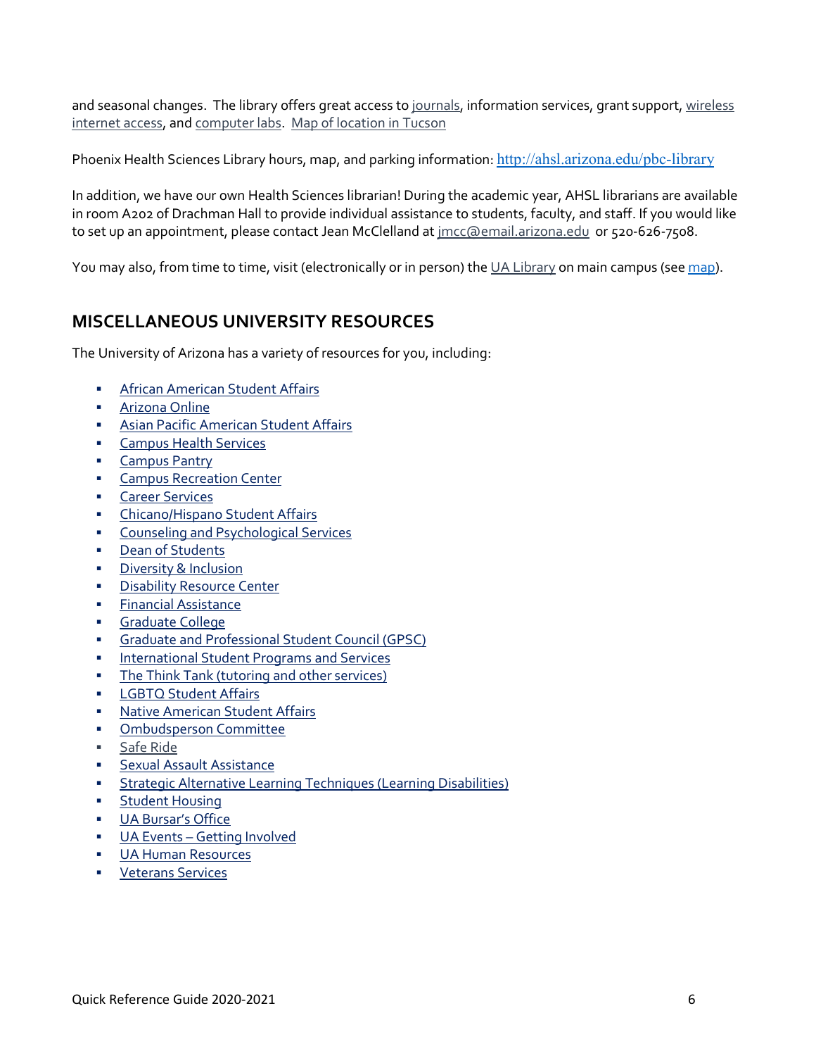and seasonal changes. The library offers great access to journals, information services, grant support, wireless internet access, and computer labs. Map of location in Tucson

Phoenix Health Sciences Library hours, map, and parking information: http://ahsl.arizona.edu/pbc-library

In addition, we have our own Health Sciences librarian! During the academic year, AHSL librarians are available in room A202 of Drachman Hall to provide individual assistance to students, faculty, and staff. If you would like to set up an appointment, please contact Jean McClelland at jmcc@email.arizona.edu or 520-626-7508.

You may also, from time to time, visit (electronically or in person) the UA Library on main campus (see map).

## MISCELLANEOUS UNIVERSITY RESOURCES

The University of Arizona has a variety of resources for you, including:

- African American Student Affairs
- Arizona Online
- Asian Pacific American Student Affairs
- Campus Health Services
- Campus Pantry
- Campus Recreation Center
- Career Services
- Chicano/Hispano Student Affairs
- Counseling and Psychological Services
- Dean of Students
- Diversity & Inclusion
- Disability Resource Center
- Financial Assistance
- Graduate College
- Graduate and Professional Student Council (GPSC)
- International Student Programs and Services
- The Think Tank (tutoring and other services)
- LGBTQ Student Affairs
- Native American Student Affairs
- Ombudsperson Committee
- Safe Ride
- Sexual Assault Assistance
- Strategic Alternative Learning Techniques (Learning Disabilities)
- Student Housing
- UA Bursar's Office
- UA Events – Getting Involved
- UA Human Resources
- Veterans Services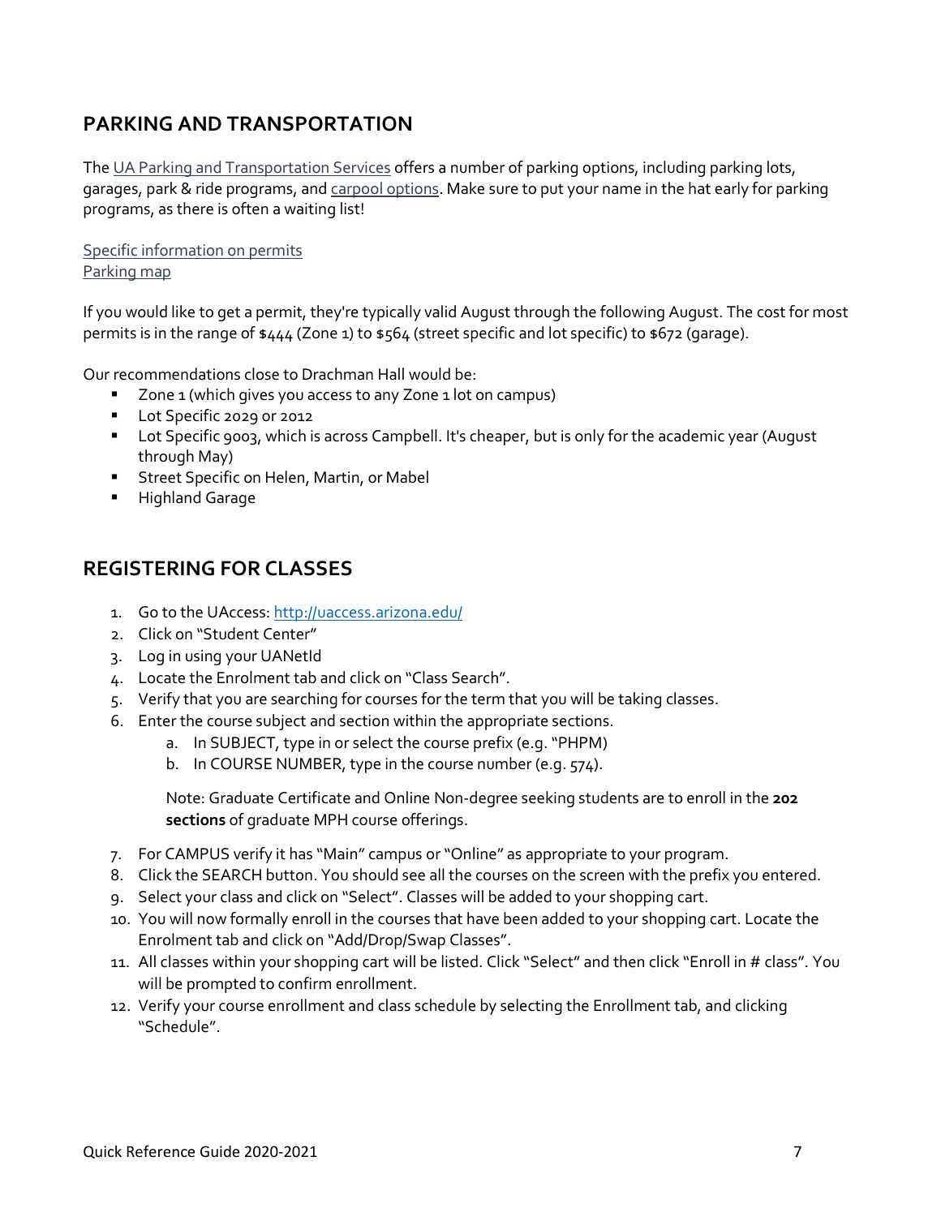## PARKING AND TRANSPORTATION

The UA Parking and Transportation Services offers a number of parking options, including parking lots, garages, park & ride programs, and carpool options. Make sure to put your name in the hat early for parking programs, as there is often a waiting list!

Specific information on permits
Parking map

If you would like to get a permit, they're typically valid August through the following August. The cost for most permits is in the range of $444 (Zone 1) to $564 (street specific and lot specific) to $672 (garage).

Our recommendations close to Drachman Hall would be:

- Zone 1 (which gives you access to any Zone 1 lot on campus)
- Lot Specific 2029 or 2012
- Lot Specific 9003, which is across Campbell. It's cheaper, but is only for the academic year (August through May)
- Street Specific on Helen, Martin, or Mabel
- Highland Garage

## REGISTERING FOR CLASSES

1. Go to the UAccess: http://uaccess.arizona.edu/
2. Click on "Student Center"
3. Log in using your UANetId
4. Locate the Enrolment tab and click on "Class Search".
5. Verify that you are searching for courses for the term that you will be taking classes.
6. Enter the course subject and section within the appropriate sections.
   a. In SUBJECT, type in or select the course prefix (e.g. "PHPM)
   b. In COURSE NUMBER, type in the course number (e.g. 574).

   Note: Graduate Certificate and Online Non-degree seeking students are to enroll in the **202 sections** of graduate MPH course offerings.
7. For CAMPUS verify it has "Main" campus or "Online" as appropriate to your program.
8. Click the SEARCH button. You should see all the courses on the screen with the prefix you entered.
9. Select your class and click on "Select". Classes will be added to your shopping cart.
10. You will now formally enroll in the courses that have been added to your shopping cart. Locate the Enrolment tab and click on "Add/Drop/Swap Classes".
11. All classes within your shopping cart will be listed. Click "Select" and then click "Enroll in # class". You will be prompted to confirm enrollment.
12. Verify your course enrollment and class schedule by selecting the Enrollment tab, and clicking "Schedule".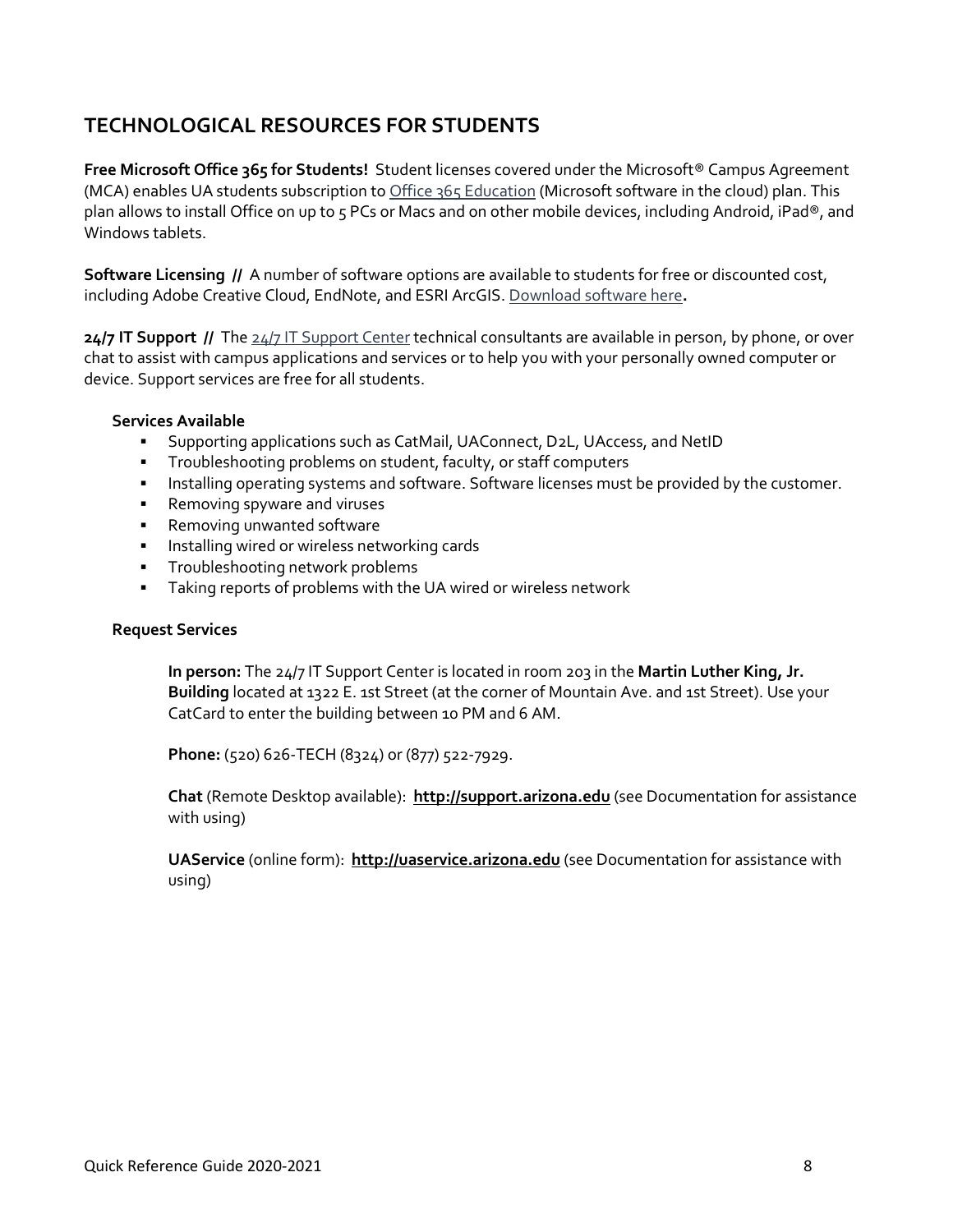## TECHNOLOGICAL RESOURCES FOR STUDENTS

**Free Microsoft Office 365 for Students!** Student licenses covered under the Microsoft® Campus Agreement (MCA) enables UA students subscription to Office 365 Education (Microsoft software in the cloud) plan. This plan allows to install Office on up to 5 PCs or Macs and on other mobile devices, including Android, iPad®, and Windows tablets.

**Software Licensing //** A number of software options are available to students for free or discounted cost, including Adobe Creative Cloud, EndNote, and ESRI ArcGIS. Download software here**.**

**24/7 IT Support //** The 24/7 IT Support Center technical consultants are available in person, by phone, or over chat to assist with campus applications and services or to help you with your personally owned computer or device. Support services are free for all students.

**Services Available**

- Supporting applications such as CatMail, UAConnect, D2L, UAccess, and NetID
- Troubleshooting problems on student, faculty, or staff computers
- Installing operating systems and software. Software licenses must be provided by the customer.
- Removing spyware and viruses
- Removing unwanted software
- Installing wired or wireless networking cards
- Troubleshooting network problems
- Taking reports of problems with the UA wired or wireless network

**Request Services**

**In person:** The 24/7 IT Support Center is located in room 203 in the **Martin Luther King, Jr. Building** located at 1322 E. 1st Street (at the corner of Mountain Ave. and 1st Street). Use your CatCard to enter the building between 10 PM and 6 AM.

**Phone:** (520) 626-TECH (8324) or (877) 522-7929.

**Chat** (Remote Desktop available): **http://support.arizona.edu** (see Documentation for assistance with using)

**UAService** (online form): **http://uaservice.arizona.edu** (see Documentation for assistance with using)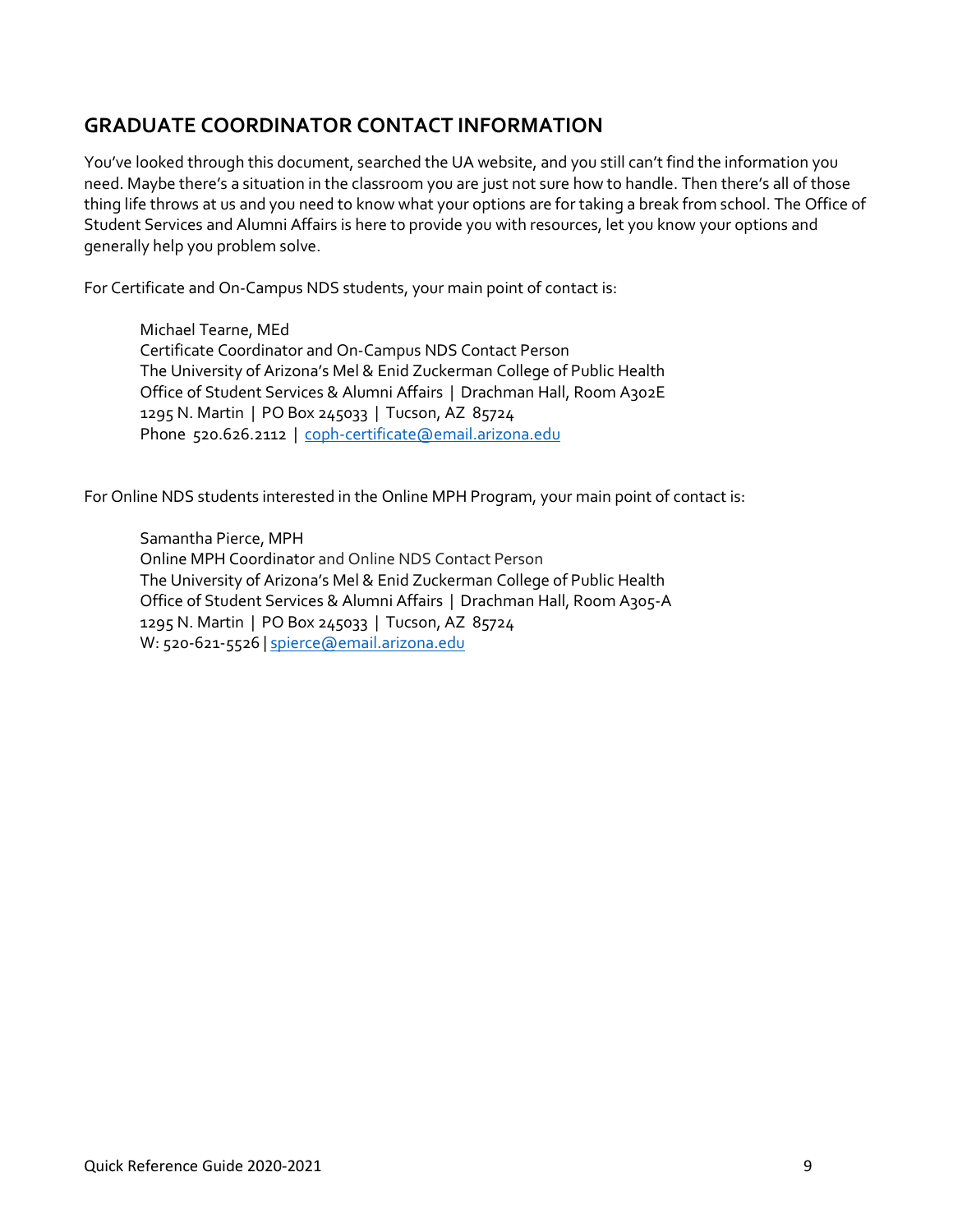## GRADUATE COORDINATOR CONTACT INFORMATION

You've looked through this document, searched the UA website, and you still can't find the information you need. Maybe there's a situation in the classroom you are just not sure how to handle. Then there's all of those thing life throws at us and you need to know what your options are for taking a break from school. The Office of Student Services and Alumni Affairs is here to provide you with resources, let you know your options and generally help you problem solve.

For Certificate and On-Campus NDS students, your main point of contact is:

> Michael Tearne, MEd
> Certificate Coordinator and On-Campus NDS Contact Person
> The University of Arizona's Mel & Enid Zuckerman College of Public Health
> Office of Student Services & Alumni Affairs | Drachman Hall, Room A302E
> 1295 N. Martin | PO Box 245033 | Tucson, AZ 85724
> Phone 520.626.2112 | coph-certificate@email.arizona.edu

For Online NDS students interested in the Online MPH Program, your main point of contact is:

> Samantha Pierce, MPH
> Online MPH Coordinator and Online NDS Contact Person
> The University of Arizona's Mel & Enid Zuckerman College of Public Health
> Office of Student Services & Alumni Affairs | Drachman Hall, Room A305-A
> 1295 N. Martin | PO Box 245033 | Tucson, AZ 85724
> W: 520-621-5526 | spierce@email.arizona.edu